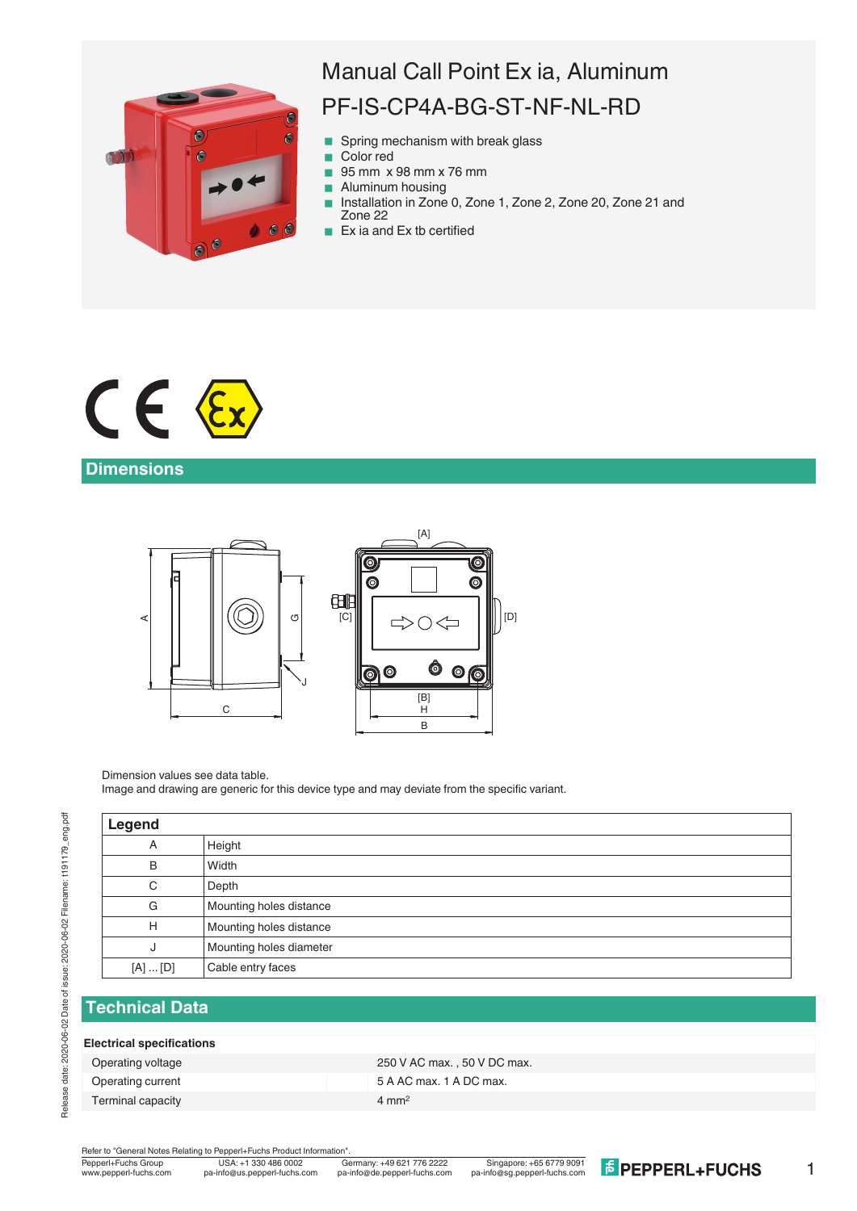# Manual Call Point Ex ia, Aluminum

# PF-IS-CP4A-BG-ST-NF-NL-RD

- Spring mechanism with break glass
- Color red
- 95 mm x 98 mm x 76 mm
- Aluminum housing
- Installation in Zone 0, Zone 1, Zone 2, Zone 20, Zone 21 and Zone 22
- Ex ia and Ex tb certified

## Dimensions

Dimension values see data table.
Image and drawing are generic for this device type and may deviate from the specific variant.

| Legend | |
|---|---|
| A | Height |
| B | Width |
| C | Depth |
| G | Mounting holes distance |
| H | Mounting holes distance |
| J | Mounting holes diameter |
| [A] ... [D] | Cable entry faces |

## Technical Data

| Electrical specifications | |
|---|---|
| Operating voltage | 250 V AC max. , 50 V DC max. |
| Operating current | 5 A AC max. 1 A DC max. |
| Terminal capacity | 4 mm² |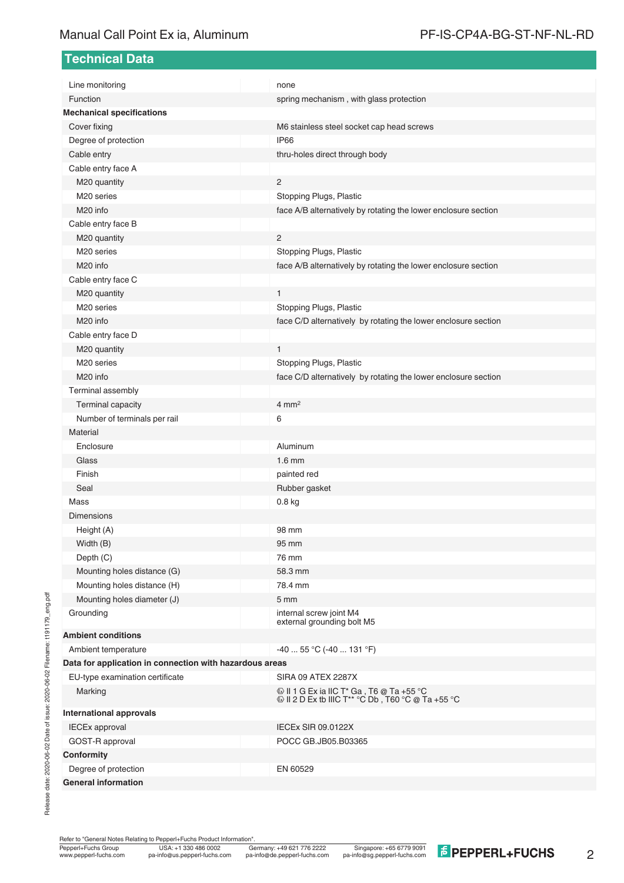## Technical Data

| | |
|---|---|
| Line monitoring | none |
| Function | spring mechanism , with glass protection |
| **Mechanical specifications** | |
| Cover fixing | M6 stainless steel socket cap head screws |
| Degree of protection | IP66 |
| Cable entry | thru-holes direct through body |
| Cable entry face A | |
| M20 quantity | 2 |
| M20 series | Stopping Plugs, Plastic |
| M20 info | face A/B alternatively by rotating the lower enclosure section |
| Cable entry face B | |
| M20 quantity | 2 |
| M20 series | Stopping Plugs, Plastic |
| M20 info | face A/B alternatively by rotating the lower enclosure section |
| Cable entry face C | |
| M20 quantity | 1 |
| M20 series | Stopping Plugs, Plastic |
| M20 info | face C/D alternatively by rotating the lower enclosure section |
| Cable entry face D | |
| M20 quantity | 1 |
| M20 series | Stopping Plugs, Plastic |
| M20 info | face C/D alternatively by rotating the lower enclosure section |
| Terminal assembly | |
| Terminal capacity | 4 $mm^2$ |
| Number of terminals per rail | 6 |
| Material | |
| Enclosure | Aluminum |
| Glass | 1.6 mm |
| Finish | painted red |
| Seal | Rubber gasket |
| Mass | 0.8 kg |
| Dimensions | |
| Height (A) | 98 mm |
| Width (B) | 95 mm |
| Depth (C) | 76 mm |
| Mounting holes distance (G) | 58.3 mm |
| Mounting holes distance (H) | 78.4 mm |
| Mounting holes diameter (J) | 5 mm |
| Grounding | internal screw joint M4<br>external grounding bolt M5 |
| **Ambient conditions** | |
| Ambient temperature | -40 ... 55 °C (-40 ... 131 °F) |
| **Data for application in connection with hazardous areas** | |
| EU-type examination certificate | SIRA 09 ATEX 2287X |
| Marking | ⟨Ex⟩ II 1 G Ex ia IIC T* Ga , T6 @ Ta +55 °C<br>⟨Ex⟩ II 2 D Ex tb IIIC T** °C Db , T60 °C @ Ta +55 °C |
| **International approvals** | |
| IECEx approval | IECEx SIR 09.0122X |
| GOST-R approval | POCC GB.JB05.B03365 |
| **Conformity** | |
| Degree of protection | EN 60529 |
| **General information** | |

Refer to "General Notes Relating to Pepperl+Fuchs Product Information".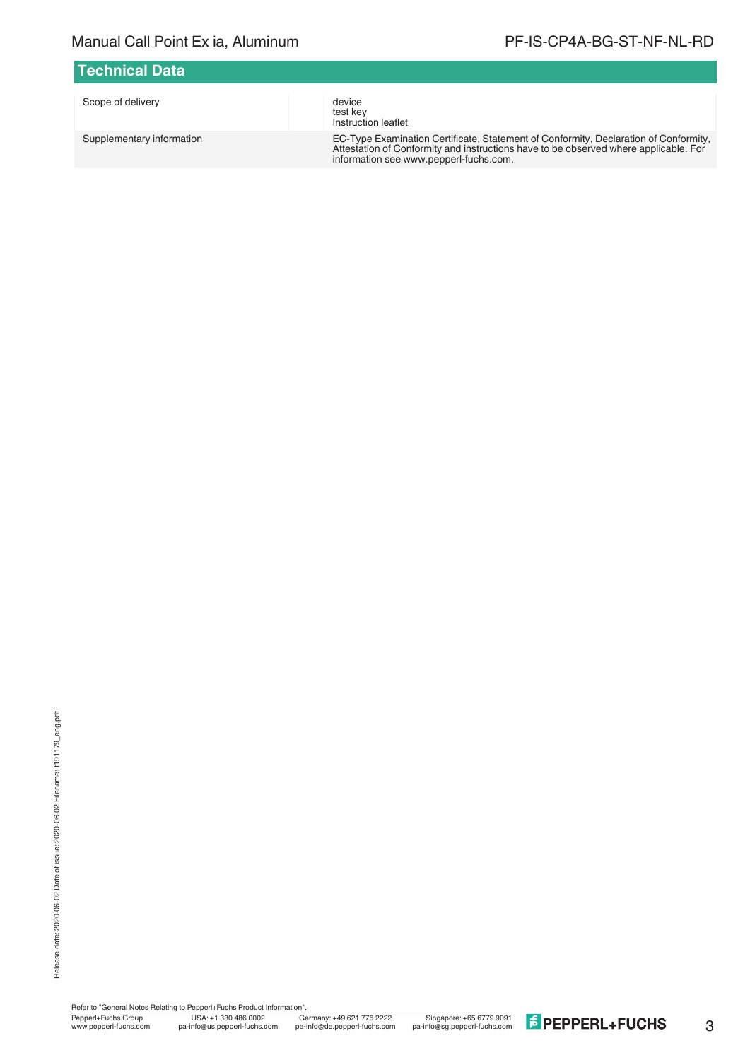## Technical Data

| | |
|---|---|
| Scope of delivery | device<br>test key<br>Instruction leaflet |
| Supplementary information | EC-Type Examination Certificate, Statement of Conformity, Declaration of Conformity, Attestation of Conformity and instructions have to be observed where applicable. For information see www.pepperl-fuchs.com. |